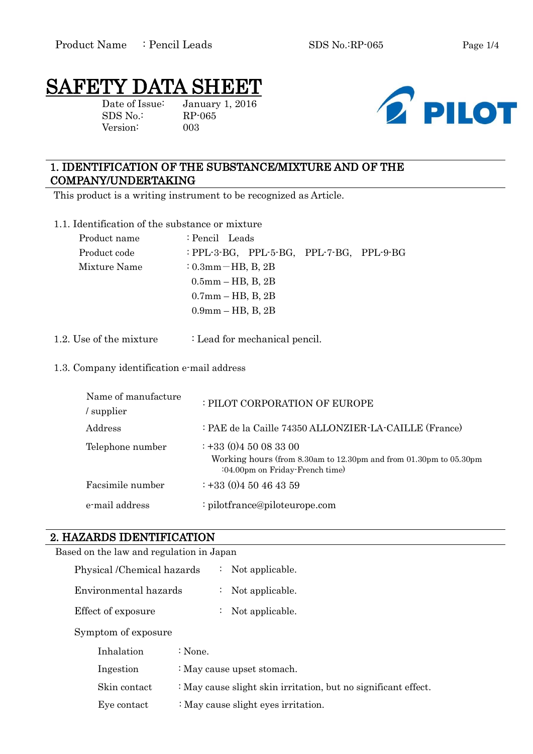# SAFETY DATA SHEET

Date of Issue: January 1, 2016
SDS No.: RP-065
Version: 003

PILOT

## 1. IDENTIFICATION OF THE SUBSTANCE/MIXTURE AND OF THE COMPANY/UNDERTAKING

This product is a writing instrument to be recognized as Article.

### 1.1. Identification of the substance or mixture

| | |
|---|---|
| Product name | : Pencil Leads |
| Product code | : PPL-3-BG, PPL-5-BG, PPL-7-BG, PPL-9-BG |
| Mixture Name | : 0.3mm－HB, B, 2B<br>0.5mm – HB, B, 2B<br>0.7mm – HB, B, 2B<br>0.9mm – HB, B, 2B |

### 1.2. Use of the mixture

: Lead for mechanical pencil.

### 1.3. Company identification e-mail address

| | |
|---|---|
| Name of manufacture / supplier | : PILOT CORPORATION OF EUROPE |
| Address | : PAE de la Caille 74350 ALLONZIER-LA-CAILLE (France) |
| Telephone number | : +33 (0)4 50 08 33 00<br>Working hours (from 8.30am to 12.30pm and from 01.30pm to 05.30pm :04.00pm on Friday-French time) |
| Facsimile number | : +33 (0)4 50 46 43 59 |
| e-mail address | : pilotfrance@piloteurope.com |

## 2. HAZARDS IDENTIFICATION

Based on the law and regulation in Japan

| | |
|---|---|
| Physical /Chemical hazards | : Not applicable. |
| Environmental hazards | : Not applicable. |
| Effect of exposure | : Not applicable. |

Symptom of exposure

| | |
|---|---|
| Inhalation | : None. |
| Ingestion | : May cause upset stomach. |
| Skin contact | : May cause slight skin irritation, but no significant effect. |
| Eye contact | : May cause slight eyes irritation. |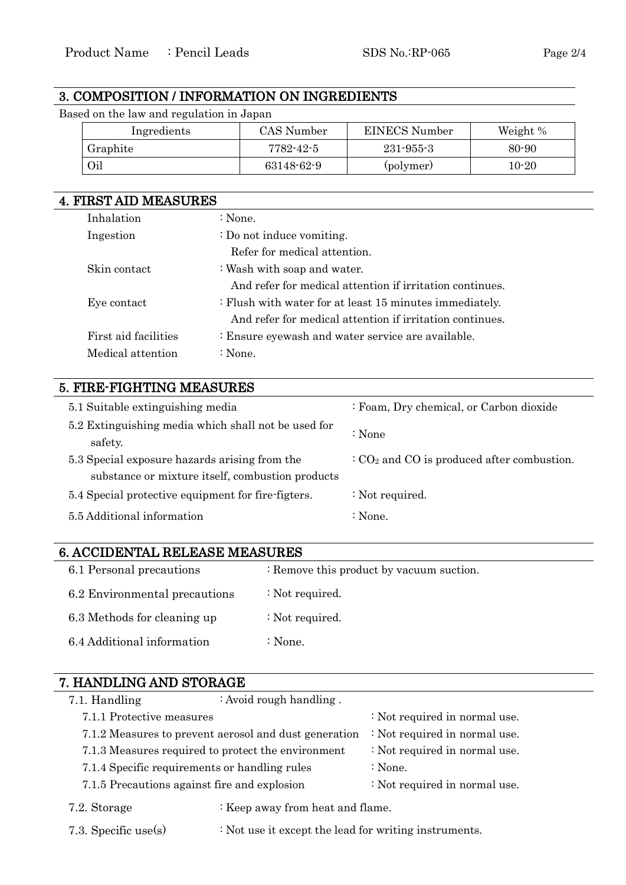## 3. COMPOSITION / INFORMATION ON INGREDIENTS

Based on the law and regulation in Japan

| Ingredients | CAS Number | EINECS Number | Weight % |
|---|---|---|---|
| Graphite | 7782-42-5 | 231-955-3 | 80-90 |
| Oil | 63148-62-9 | (polymer) | 10-20 |

## 4. FIRST AID MEASURES

| | |
|---|---|
| Inhalation | : None. |
| Ingestion | : Do not induce vomiting. Refer for medical attention. |
| Skin contact | : Wash with soap and water. And refer for medical attention if irritation continues. |
| Eye contact | : Flush with water for at least 15 minutes immediately. And refer for medical attention if irritation continues. |
| First aid facilities | : Ensure eyewash and water service are available. |
| Medical attention | : None. |

## 5. FIRE-FIGHTING MEASURES

| | |
|---|---|
| 5.1 Suitable extinguishing media | : Foam, Dry chemical, or Carbon dioxide |
| 5.2 Extinguishing media which shall not be used for safety. | : None |
| 5.3 Special exposure hazards arising from the substance or mixture itself, combustion products | : $CO_2$ and CO is produced after combustion. |
| 5.4 Special protective equipment for fire-figters. | : Not required. |
| 5.5 Additional information | : None. |

## 6. ACCIDENTAL RELEASE MEASURES

| | |
|---|---|
| 6.1 Personal precautions | : Remove this product by vacuum suction. |
| 6.2 Environmental precautions | : Not required. |
| 6.3 Methods for cleaning up | : Not required. |
| 6.4 Additional information | : None. |

## 7. HANDLING AND STORAGE

7.1. Handling : Avoid rough handling .

| | |
|---|---|
| 7.1.1 Protective measures | : Not required in normal use. |
| 7.1.2 Measures to prevent aerosol and dust generation | : Not required in normal use. |
| 7.1.3 Measures required to protect the environment | : Not required in normal use. |
| 7.1.4 Specific requirements or handling rules | : None. |
| 7.1.5 Precautions against fire and explosion | : Not required in normal use. |

7.2. Storage : Keep away from heat and flame.

7.3. Specific use(s) : Not use it except the lead for writing instruments.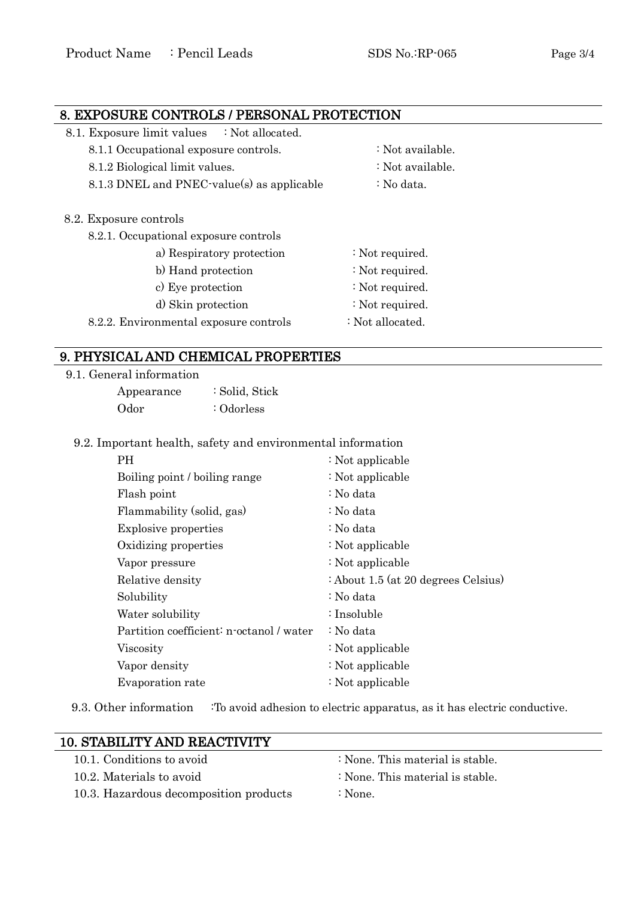## 8. EXPOSURE CONTROLS / PERSONAL PROTECTION

8.1. Exposure limit values : Not allocated.

- 8.1.1 Occupational exposure controls. : Not available.
- 8.1.2 Biological limit values. : Not available.
- 8.1.3 DNEL and PNEC-value(s) as applicable : No data.

8.2. Exposure controls

8.2.1. Occupational exposure controls

- a) Respiratory protection : Not required.
- b) Hand protection : Not required.
- c) Eye protection : Not required.
- d) Skin protection : Not required.

8.2.2. Environmental exposure controls : Not allocated.

## 9. PHYSICAL AND CHEMICAL PROPERTIES

9.1. General information

- Appearance : Solid, Stick
- Odor : Odorless

9.2. Important health, safety and environmental information

- PH : Not applicable
- Boiling point / boiling range : Not applicable
- Flash point : No data
- Flammability (solid, gas) : No data
- Explosive properties : No data
- Oxidizing properties : Not applicable
- Vapor pressure : Not applicable
- Relative density : About 1.5 (at 20 degrees Celsius)
- Solubility : No data
- Water solubility : Insoluble
- Partition coefficient: n-octanol / water : No data
- Viscosity : Not applicable
- Vapor density : Not applicable
- Evaporation rate : Not applicable

9.3. Other information :To avoid adhesion to electric apparatus, as it has electric conductive.

## 10. STABILITY AND REACTIVITY

- 10.1. Conditions to avoid : None. This material is stable.
- 10.2. Materials to avoid : None. This material is stable.
- 10.3. Hazardous decomposition products : None.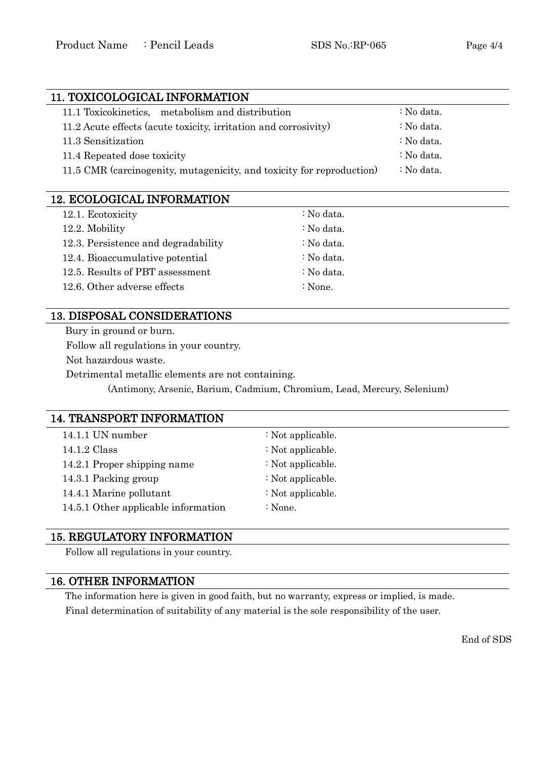## 11. TOXICOLOGICAL INFORMATION

| | |
|---|---|
| 11.1 Toxicokinetics, metabolism and distribution | : No data. |
| 11.2 Acute effects (acute toxicity, irritation and corrosivity) | : No data. |
| 11.3 Sensitization | : No data. |
| 11.4 Repeated dose toxicity | : No data. |
| 11.5 CMR (carcinogenity, mutagenicity, and toxicity for reproduction) | : No data. |

## 12. ECOLOGICAL INFORMATION

| | |
|---|---|
| 12.1. Ecotoxicity | : No data. |
| 12.2. Mobility | : No data. |
| 12.3. Persistence and degradability | : No data. |
| 12.4. Bioaccumulative potential | : No data. |
| 12.5. Results of PBT assessment | : No data. |
| 12.6. Other adverse effects | : None. |

## 13. DISPOSAL CONSIDERATIONS

Bury in ground or burn.

Follow all regulations in your country.

Not hazardous waste.

Detrimental metallic elements are not containing.

(Antimony, Arsenic, Barium, Cadmium, Chromium, Lead, Mercury, Selenium)

## 14. TRANSPORT INFORMATION

| | |
|---|---|
| 14.1.1 UN number | : Not applicable. |
| 14.1.2 Class | : Not applicable. |
| 14.2.1 Proper shipping name | : Not applicable. |
| 14.3.1 Packing group | : Not applicable. |
| 14.4.1 Marine pollutant | : Not applicable. |
| 14.5.1 Other applicable information | : None. |

## 15. REGULATORY INFORMATION

Follow all regulations in your country.

## 16. OTHER INFORMATION

The information here is given in good faith, but no warranty, express or implied, is made.

Final determination of suitability of any material is the sole responsibility of the user.

End of SDS